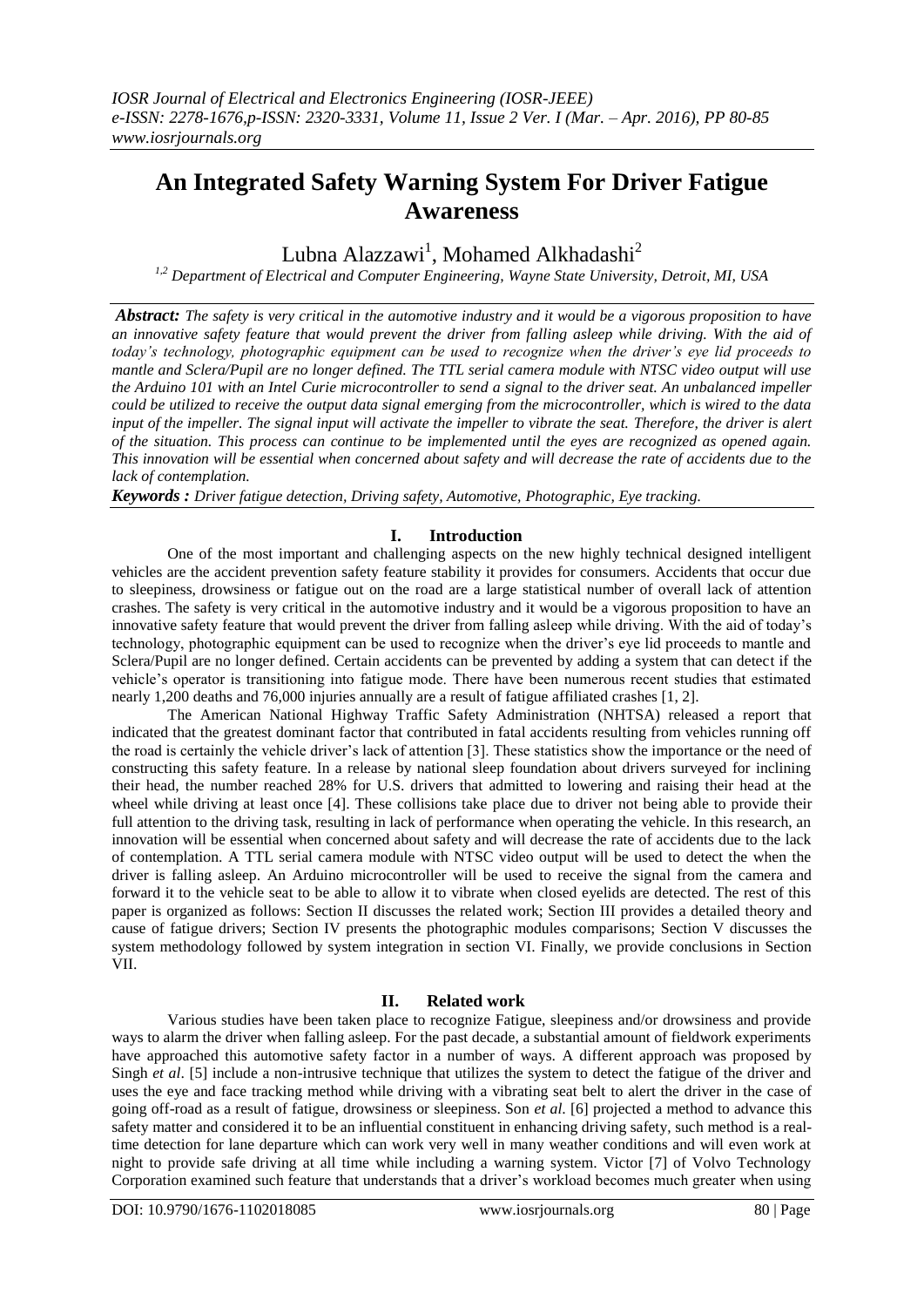# An Integrated Safety Warning System For Driver Fatigue Awareness

Lubna Alazzawi[1], Mohamed Alkhadashi[2]

[1,2] *Department of Electrical and Computer Engineering, Wayne State University, Detroit, MI, USA*

***Abstract:*** *The safety is very critical in the automotive industry and it would be a vigorous proposition to have an innovative safety feature that would prevent the driver from falling asleep while driving. With the aid of today's technology, photographic equipment can be used to recognize when the driver's eye lid proceeds to mantle and Sclera/Pupil are no longer defined. The TTL serial camera module with NTSC video output will use the Arduino 101 with an Intel Curie microcontroller to send a signal to the driver seat. An unbalanced impeller could be utilized to receive the output data signal emerging from the microcontroller, which is wired to the data input of the impeller. The signal input will activate the impeller to vibrate the seat. Therefore, the driver is alert of the situation. This process can continue to be implemented until the eyes are recognized as opened again. This innovation will be essential when concerned about safety and will decrease the rate of accidents due to the lack of contemplation.*

***Keywords :*** *Driver fatigue detection, Driving safety, Automotive, Photographic, Eye tracking.*

## I. Introduction

One of the most important and challenging aspects on the new highly technical designed intelligent vehicles are the accident prevention safety feature stability it provides for consumers. Accidents that occur due to sleepiness, drowsiness or fatigue out on the road are a large statistical number of overall lack of attention crashes. The safety is very critical in the automotive industry and it would be a vigorous proposition to have an innovative safety feature that would prevent the driver from falling asleep while driving. With the aid of today's technology, photographic equipment can be used to recognize when the driver's eye lid proceeds to mantle and Sclera/Pupil are no longer defined. Certain accidents can be prevented by adding a system that can detect if the vehicle's operator is transitioning into fatigue mode. There have been numerous recent studies that estimated nearly 1,200 deaths and 76,000 injuries annually are a result of fatigue affiliated crashes [1, 2].

The American National Highway Traffic Safety Administration (NHTSA) released a report that indicated that the greatest dominant factor that contributed in fatal accidents resulting from vehicles running off the road is certainly the vehicle driver's lack of attention [3]. These statistics show the importance or the need of constructing this safety feature. In a release by national sleep foundation about drivers surveyed for inclining their head, the number reached 28% for U.S. drivers that admitted to lowering and raising their head at the wheel while driving at least once [4]. These collisions take place due to driver not being able to provide their full attention to the driving task, resulting in lack of performance when operating the vehicle. In this research, an innovation will be essential when concerned about safety and will decrease the rate of accidents due to the lack of contemplation. A TTL serial camera module with NTSC video output will be used to detect the when the driver is falling asleep. An Arduino microcontroller will be used to receive the signal from the camera and forward it to the vehicle seat to be able to allow it to vibrate when closed eyelids are detected. The rest of this paper is organized as follows: Section II discusses the related work; Section III provides a detailed theory and cause of fatigue drivers; Section IV presents the photographic modules comparisons; Section V discusses the system methodology followed by system integration in section VI. Finally, we provide conclusions in Section VII.

## II. Related work

Various studies have been taken place to recognize Fatigue, sleepiness and/or drowsiness and provide ways to alarm the driver when falling asleep. For the past decade, a substantial amount of fieldwork experiments have approached this automotive safety factor in a number of ways. A different approach was proposed by Singh *et al*. [5] include a non-intrusive technique that utilizes the system to detect the fatigue of the driver and uses the eye and face tracking method while driving with a vibrating seat belt to alert the driver in the case of going off-road as a result of fatigue, drowsiness or sleepiness. Son *et al.* [6] projected a method to advance this safety matter and considered it to be an influential constituent in enhancing driving safety, such method is a real-time detection for lane departure which can work very well in many weather conditions and will even work at night to provide safe driving at all time while including a warning system. Victor [7] of Volvo Technology Corporation examined such feature that understands that a driver's workload becomes much greater when using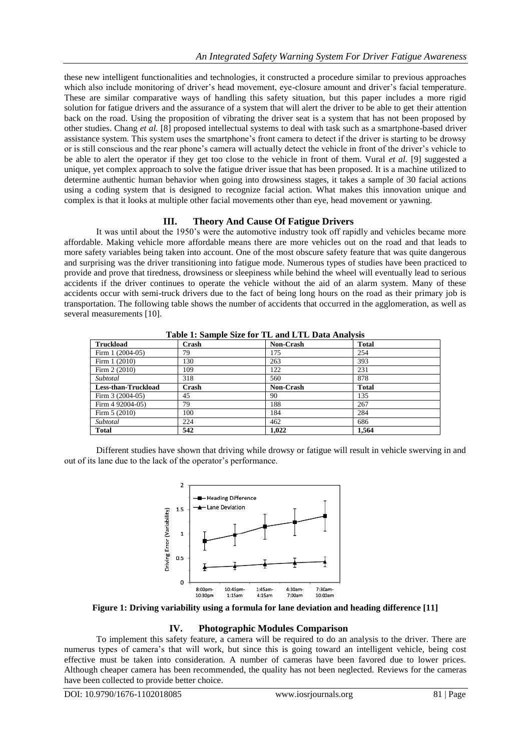these new intelligent functionalities and technologies, it constructed a procedure similar to previous approaches which also include monitoring of driver's head movement, eye-closure amount and driver's facial temperature. These are similar comparative ways of handling this safety situation, but this paper includes a more rigid solution for fatigue drivers and the assurance of a system that will alert the driver to be able to get their attention back on the road. Using the proposition of vibrating the driver seat is a system that has not been proposed by other studies. Chang *et al.* [8] proposed intellectual systems to deal with task such as a smartphone-based driver assistance system. This system uses the smartphone's front camera to detect if the driver is starting to be drowsy or is still conscious and the rear phone's camera will actually detect the vehicle in front of the driver's vehicle to be able to alert the operator if they get too close to the vehicle in front of them. Vural *et al.* [9] suggested a unique, yet complex approach to solve the fatigue driver issue that has been proposed. It is a machine utilized to determine authentic human behavior when going into drowsiness stages, it takes a sample of 30 facial actions using a coding system that is designed to recognize facial action. What makes this innovation unique and complex is that it looks at multiple other facial movements other than eye, head movement or yawning.

## III. Theory And Cause Of Fatigue Drivers

It was until about the 1950's were the automotive industry took off rapidly and vehicles became more affordable. Making vehicle more affordable means there are more vehicles out on the road and that leads to more safety variables being taken into account. One of the most obscure safety feature that was quite dangerous and surprising was the driver transitioning into fatigue mode. Numerous types of studies have been practiced to provide and prove that tiredness, drowsiness or sleepiness while behind the wheel will eventually lead to serious accidents if the driver continues to operate the vehicle without the aid of an alarm system. Many of these accidents occur with semi-truck drivers due to the fact of being long hours on the road as their primary job is transportation. The following table shows the number of accidents that occurred in the agglomeration, as well as several measurements [10].

**Table 1: Sample Size for TL and LTL Data Analysis**

| **Truckload** | **Crash** | **Non-Crash** | **Total** |
|---|---|---|---|
| Firm 1 (2004-05) | 79 | 175 | 254 |
| Firm 1 (2010) | 130 | 263 | 393 |
| Firm 2 (2010) | 109 | 122 | 231 |
| *Subtotal* | 318 | 560 | 878 |
| **Less-than-Truckload** | **Crash** | **Non-Crash** | **Total** |
| Firm 3 (2004-05) | 45 | 90 | 135 |
| Firm 4 92004-05) | 79 | 188 | 267 |
| Firm 5 (2010) | 100 | 184 | 284 |
| *Subtotal* | 224 | 462 | 686 |
| **Total** | **542** | **1,022** | **1,564** |

Different studies have shown that driving while drowsy or fatigue will result in vehicle swerving in and out of its lane due to the lack of the operator's performance.

**Figure 1: Driving variability using a formula for lane deviation and heading difference [11]**

## IV. Photographic Modules Comparison

To implement this safety feature, a camera will be required to do an analysis to the driver. There are numerus types of camera's that will work, but since this is going toward an intelligent vehicle, being cost effective must be taken into consideration. A number of cameras have been favored due to lower prices. Although cheaper camera has been recommended, the quality has not been neglected. Reviews for the cameras have been collected to provide better choice.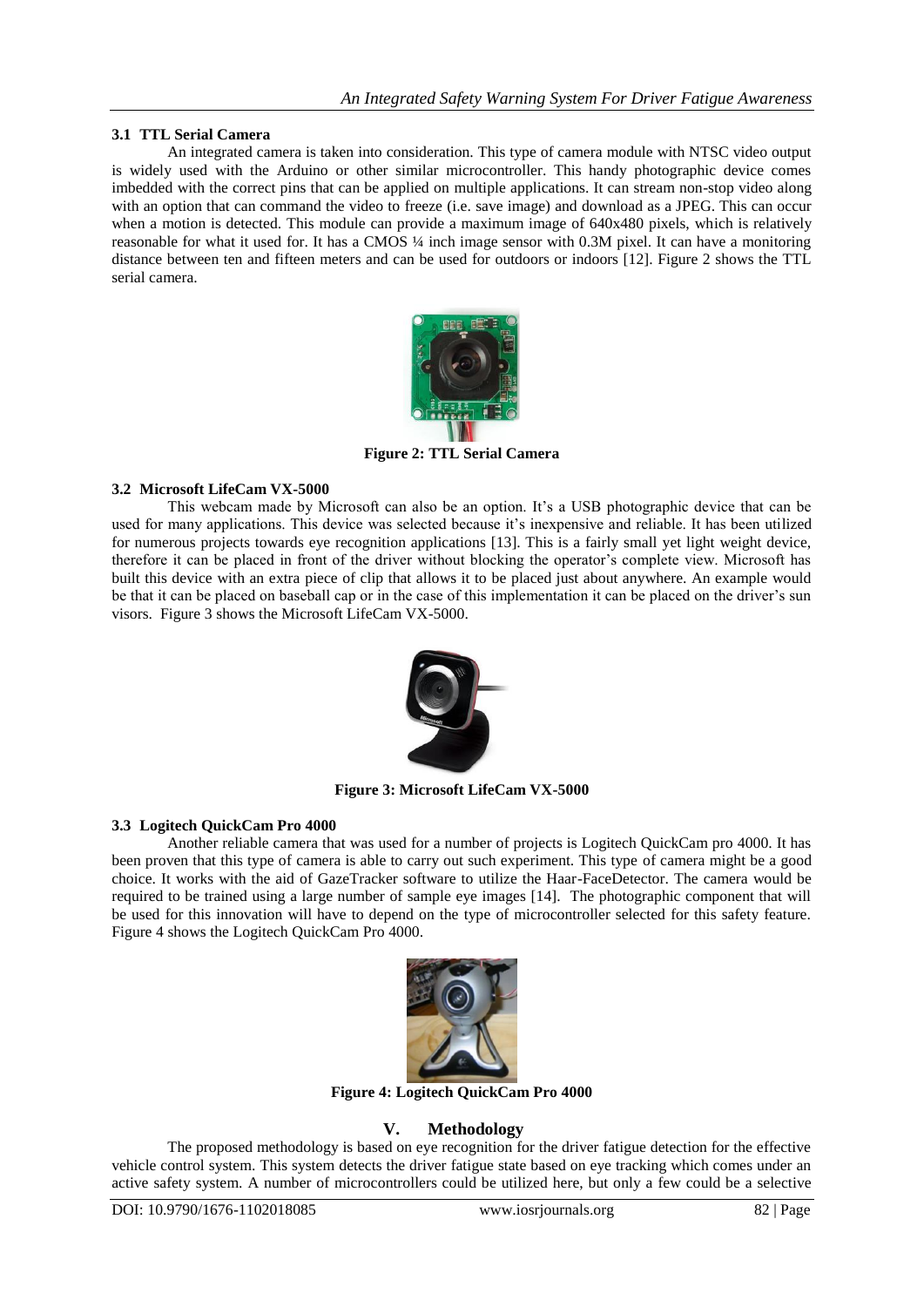### 3.1 TTL Serial Camera

An integrated camera is taken into consideration. This type of camera module with NTSC video output is widely used with the Arduino or other similar microcontroller. This handy photographic device comes imbedded with the correct pins that can be applied on multiple applications. It can stream non-stop video along with an option that can command the video to freeze (i.e. save image) and download as a JPEG. This can occur when a motion is detected. This module can provide a maximum image of 640x480 pixels, which is relatively reasonable for what it used for. It has a CMOS ¼ inch image sensor with 0.3M pixel. It can have a monitoring distance between ten and fifteen meters and can be used for outdoors or indoors [12]. Figure 2 shows the TTL serial camera.

**Figure 2: TTL Serial Camera**

### 3.2 Microsoft LifeCam VX-5000

This webcam made by Microsoft can also be an option. It's a USB photographic device that can be used for many applications. This device was selected because it's inexpensive and reliable. It has been utilized for numerous projects towards eye recognition applications [13]. This is a fairly small yet light weight device, therefore it can be placed in front of the driver without blocking the operator's complete view. Microsoft has built this device with an extra piece of clip that allows it to be placed just about anywhere. An example would be that it can be placed on baseball cap or in the case of this implementation it can be placed on the driver's sun visors. Figure 3 shows the Microsoft LifeCam VX-5000.

**Figure 3: Microsoft LifeCam VX-5000**

### 3.3 Logitech QuickCam Pro 4000

Another reliable camera that was used for a number of projects is Logitech QuickCam pro 4000. It has been proven that this type of camera is able to carry out such experiment. This type of camera might be a good choice. It works with the aid of GazeTracker software to utilize the Haar-FaceDetector. The camera would be required to be trained using a large number of sample eye images [14]. The photographic component that will be used for this innovation will have to depend on the type of microcontroller selected for this safety feature. Figure 4 shows the Logitech QuickCam Pro 4000.

**Figure 4: Logitech QuickCam Pro 4000**

## V. Methodology

The proposed methodology is based on eye recognition for the driver fatigue detection for the effective vehicle control system. This system detects the driver fatigue state based on eye tracking which comes under an active safety system. A number of microcontrollers could be utilized here, but only a few could be a selective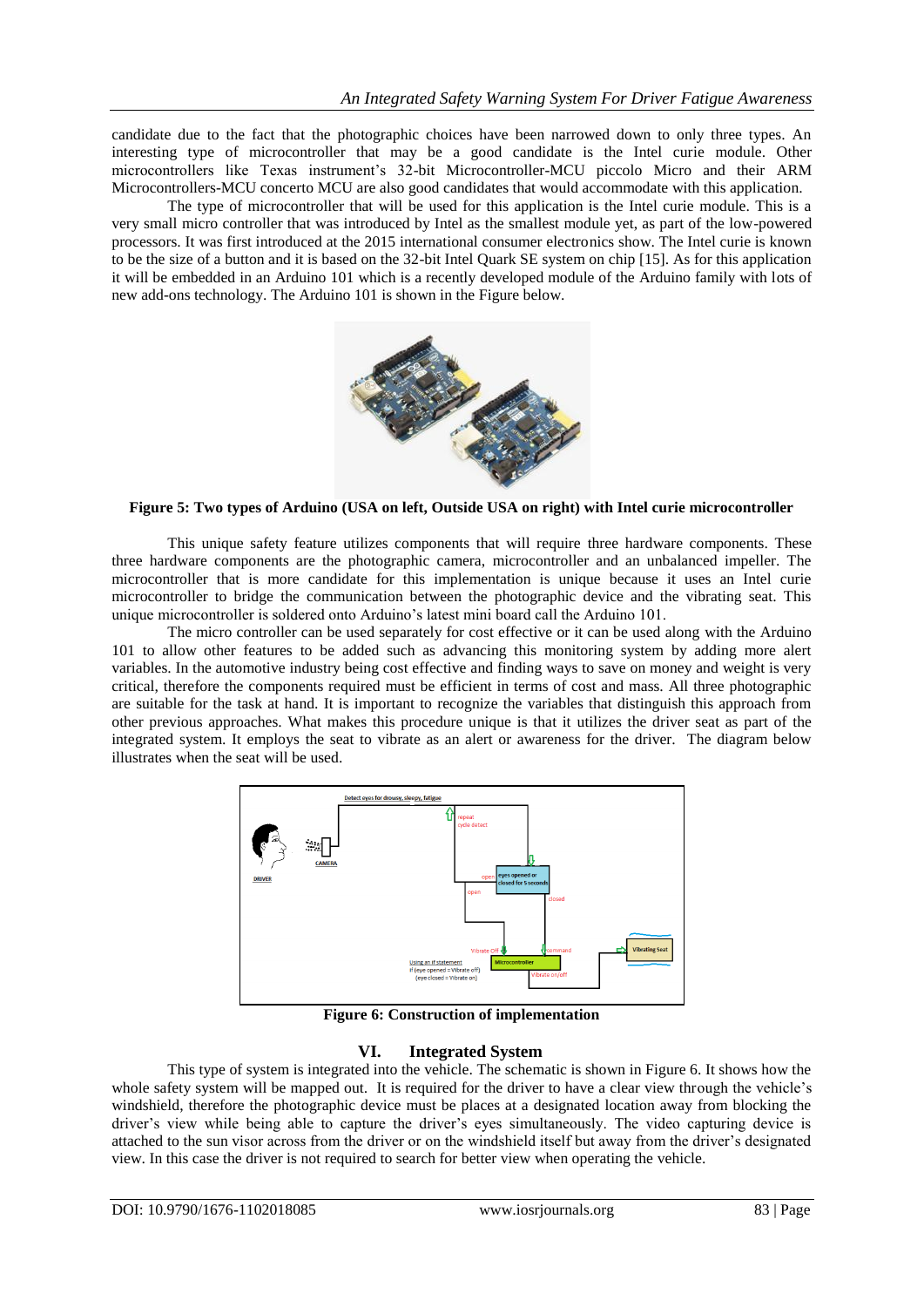candidate due to the fact that the photographic choices have been narrowed down to only three types. An interesting type of microcontroller that may be a good candidate is the Intel curie module. Other microcontrollers like Texas instrument's 32-bit Microcontroller-MCU piccolo Micro and their ARM Microcontrollers-MCU concerto MCU are also good candidates that would accommodate with this application.

The type of microcontroller that will be used for this application is the Intel curie module. This is a very small micro controller that was introduced by Intel as the smallest module yet, as part of the low-powered processors. It was first introduced at the 2015 international consumer electronics show. The Intel curie is known to be the size of a button and it is based on the 32-bit Intel Quark SE system on chip [15]. As for this application it will be embedded in an Arduino 101 which is a recently developed module of the Arduino family with lots of new add-ons technology. The Arduino 101 is shown in the Figure below.

**Figure 5: Two types of Arduino (USA on left, Outside USA on right) with Intel curie microcontroller**

This unique safety feature utilizes components that will require three hardware components. These three hardware components are the photographic camera, microcontroller and an unbalanced impeller. The microcontroller that is more candidate for this implementation is unique because it uses an Intel curie microcontroller to bridge the communication between the photographic device and the vibrating seat. This unique microcontroller is soldered onto Arduino's latest mini board call the Arduino 101.

The micro controller can be used separately for cost effective or it can be used along with the Arduino 101 to allow other features to be added such as advancing this monitoring system by adding more alert variables. In the automotive industry being cost effective and finding ways to save on money and weight is very critical, therefore the components required must be efficient in terms of cost and mass. All three photographic are suitable for the task at hand. It is important to recognize the variables that distinguish this approach from other previous approaches. What makes this procedure unique is that it utilizes the driver seat as part of the integrated system. It employs the seat to vibrate as an alert or awareness for the driver. The diagram below illustrates when the seat will be used.

**Figure 6: Construction of implementation**

## VI. Integrated System

This type of system is integrated into the vehicle. The schematic is shown in Figure 6. It shows how the whole safety system will be mapped out. It is required for the driver to have a clear view through the vehicle's windshield, therefore the photographic device must be places at a designated location away from blocking the driver's view while being able to capture the driver's eyes simultaneously. The video capturing device is attached to the sun visor across from the driver or on the windshield itself but away from the driver's designated view. In this case the driver is not required to search for better view when operating the vehicle.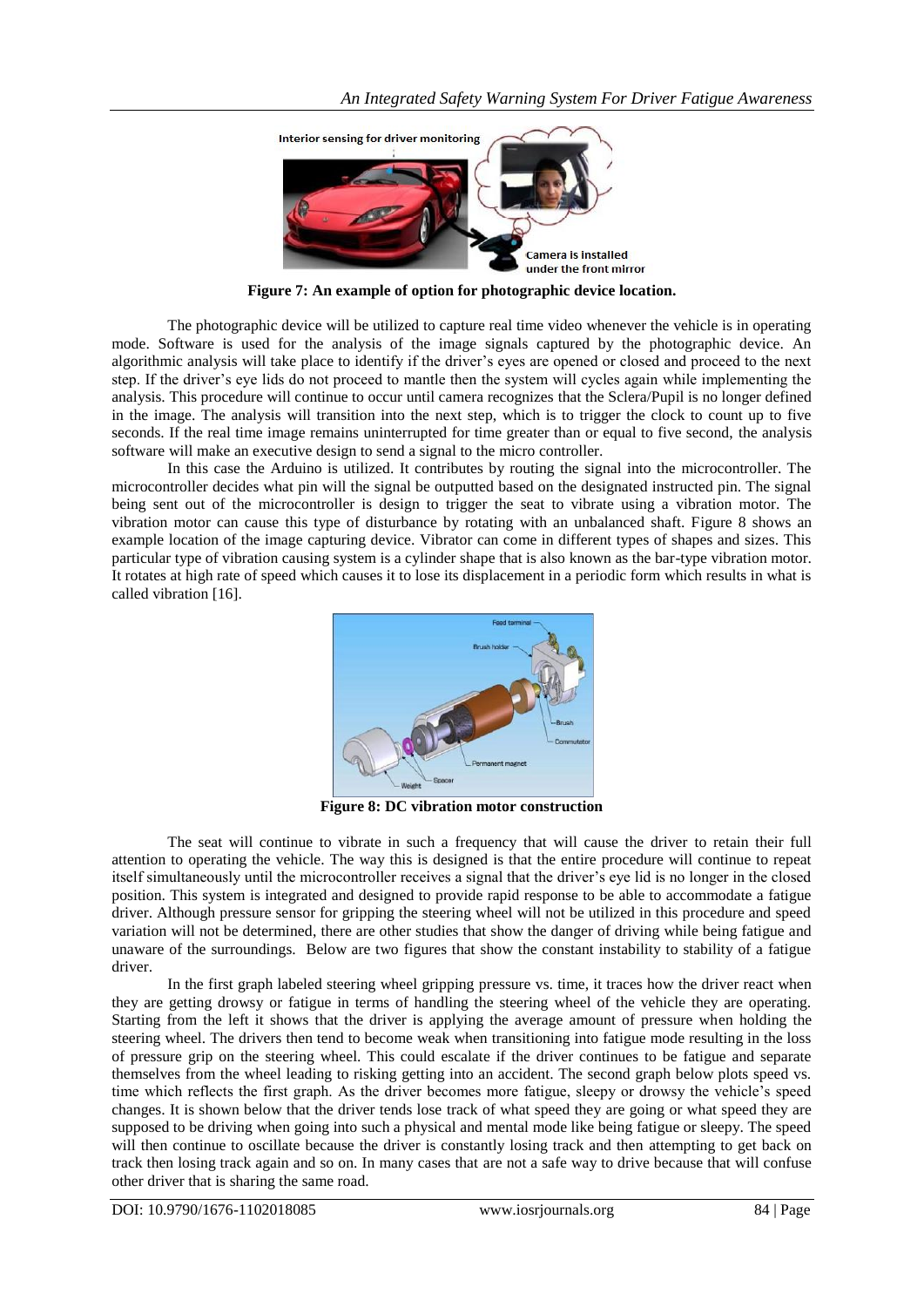Figure 7: An example of option for photographic device location.

The photographic device will be utilized to capture real time video whenever the vehicle is in operating mode. Software is used for the analysis of the image signals captured by the photographic device. An algorithmic analysis will take place to identify if the driver's eyes are opened or closed and proceed to the next step. If the driver's eye lids do not proceed to mantle then the system will cycles again while implementing the analysis. This procedure will continue to occur until camera recognizes that the Sclera/Pupil is no longer defined in the image. The analysis will transition into the next step, which is to trigger the clock to count up to five seconds. If the real time image remains uninterrupted for time greater than or equal to five second, the analysis software will make an executive design to send a signal to the micro controller.

In this case the Arduino is utilized. It contributes by routing the signal into the microcontroller. The microcontroller decides what pin will the signal be outputted based on the designated instructed pin. The signal being sent out of the microcontroller is design to trigger the seat to vibrate using a vibration motor. The vibration motor can cause this type of disturbance by rotating with an unbalanced shaft. Figure 8 shows an example location of the image capturing device. Vibrator can come in different types of shapes and sizes. This particular type of vibration causing system is a cylinder shape that is also known as the bar-type vibration motor. It rotates at high rate of speed which causes it to lose its displacement in a periodic form which results in what is called vibration [16].

Figure 8: DC vibration motor construction

The seat will continue to vibrate in such a frequency that will cause the driver to retain their full attention to operating the vehicle. The way this is designed is that the entire procedure will continue to repeat itself simultaneously until the microcontroller receives a signal that the driver's eye lid is no longer in the closed position. This system is integrated and designed to provide rapid response to be able to accommodate a fatigue driver. Although pressure sensor for gripping the steering wheel will not be utilized in this procedure and speed variation will not be determined, there are other studies that show the danger of driving while being fatigue and unaware of the surroundings. Below are two figures that show the constant instability to stability of a fatigue driver.

In the first graph labeled steering wheel gripping pressure vs. time, it traces how the driver react when they are getting drowsy or fatigue in terms of handling the steering wheel of the vehicle they are operating. Starting from the left it shows that the driver is applying the average amount of pressure when holding the steering wheel. The drivers then tend to become weak when transitioning into fatigue mode resulting in the loss of pressure grip on the steering wheel. This could escalate if the driver continues to be fatigue and separate themselves from the wheel leading to risking getting into an accident. The second graph below plots speed vs. time which reflects the first graph. As the driver becomes more fatigue, sleepy or drowsy the vehicle's speed changes. It is shown below that the driver tends lose track of what speed they are going or what speed they are supposed to be driving when going into such a physical and mental mode like being fatigue or sleepy. The speed will then continue to oscillate because the driver is constantly losing track and then attempting to get back on track then losing track again and so on. In many cases that are not a safe way to drive because that will confuse other driver that is sharing the same road.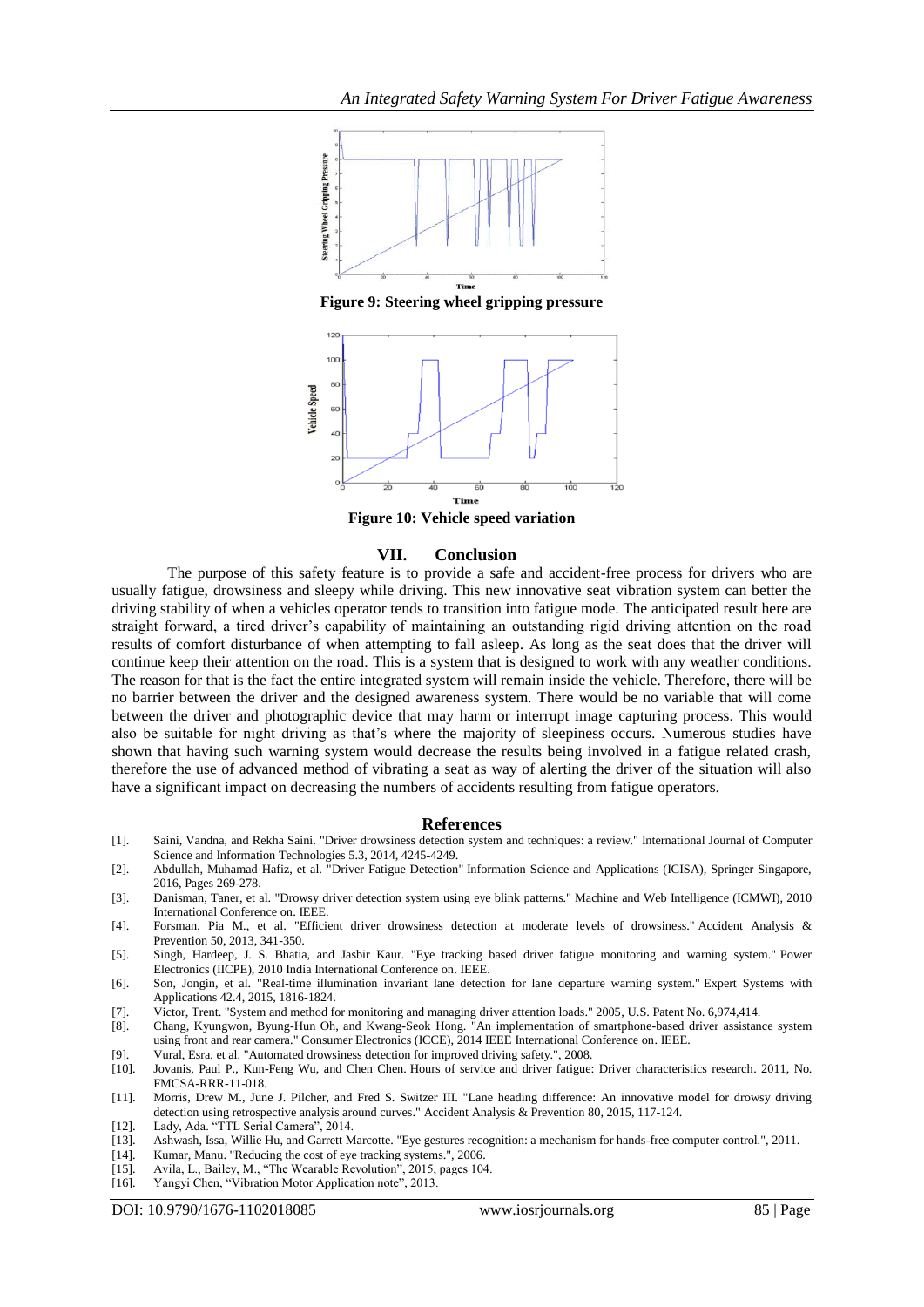Steering Wheel Gripping Pressure

Time

**Figure 9: Steering wheel gripping pressure**

120
100
80
60
40
20
0

Vehicle Speed

0 20 40 60 80 100 120

Time

**Figure 10: Vehicle speed variation**

## VII. Conclusion

The purpose of this safety feature is to provide a safe and accident-free process for drivers who are usually fatigue, drowsiness and sleepy while driving. This new innovative seat vibration system can better the driving stability of when a vehicles operator tends to transition into fatigue mode. The anticipated result here are straight forward, a tired driver's capability of maintaining an outstanding rigid driving attention on the road results of comfort disturbance of when attempting to fall asleep. As long as the seat does that the driver will continue keep their attention on the road. This is a system that is designed to work with any weather conditions. The reason for that is the fact the entire integrated system will remain inside the vehicle. Therefore, there will be no barrier between the driver and the designed awareness system. There would be no variable that will come between the driver and photographic device that may harm or interrupt image capturing process. This would also be suitable for night driving as that's where the majority of sleepiness occurs. Numerous studies have shown that having such warning system would decrease the results being involved in a fatigue related crash, therefore the use of advanced method of vibrating a seat as way of alerting the driver of the situation will also have a significant impact on decreasing the numbers of accidents resulting from fatigue operators.

## References

[1]. Saini, Vandna, and Rekha Saini. "Driver drowsiness detection system and techniques: a review." International Journal of Computer Science and Information Technologies 5.3, 2014, 4245-4249.

[2]. Abdullah, Muhamad Hafiz, et al. "Driver Fatigue Detection" Information Science and Applications (ICISA), Springer Singapore, 2016, Pages 269-278.

[3]. Danisman, Taner, et al. "Drowsy driver detection system using eye blink patterns." Machine and Web Intelligence (ICMWI), 2010 International Conference on. IEEE.

[4]. Forsman, Pia M., et al. "Efficient driver drowsiness detection at moderate levels of drowsiness." Accident Analysis & Prevention 50, 2013, 341-350.

[5]. Singh, Hardeep, J. S. Bhatia, and Jasbir Kaur. "Eye tracking based driver fatigue monitoring and warning system." Power Electronics (IICPE), 2010 India International Conference on. IEEE.

[6]. Son, Jongin, et al. "Real-time illumination invariant lane detection for lane departure warning system." Expert Systems with Applications 42.4, 2015, 1816-1824.

[7]. Victor, Trent. "System and method for monitoring and managing driver attention loads." 2005, U.S. Patent No. 6,974,414.

[8]. Chang, Kyungwon, Byung-Hun Oh, and Kwang-Seok Hong. "An implementation of smartphone-based driver assistance system using front and rear camera." Consumer Electronics (ICCE), 2014 IEEE International Conference on. IEEE.

[9]. Vural, Esra, et al. "Automated drowsiness detection for improved driving safety.", 2008.

[10]. Jovanis, Paul P., Kun-Feng Wu, and Chen Chen. Hours of service and driver fatigue: Driver characteristics research. 2011, No. FMCSA-RRR-11-018.

[11]. Morris, Drew M., June J. Pilcher, and Fred S. Switzer III. "Lane heading difference: An innovative model for drowsy driving detection using retrospective analysis around curves." Accident Analysis & Prevention 80, 2015, 117-124.

[12]. Lady, Ada. "TTL Serial Camera", 2014.

[13]. Ashwash, Issa, Willie Hu, and Garrett Marcotte. "Eye gestures recognition: a mechanism for hands-free computer control.", 2011.

[14]. Kumar, Manu. "Reducing the cost of eye tracking systems.", 2006.

[15]. Avila, L., Bailey, M., "The Wearable Revolution", 2015, pages 104.

[16]. Yangyi Chen, "Vibration Motor Application note", 2013.